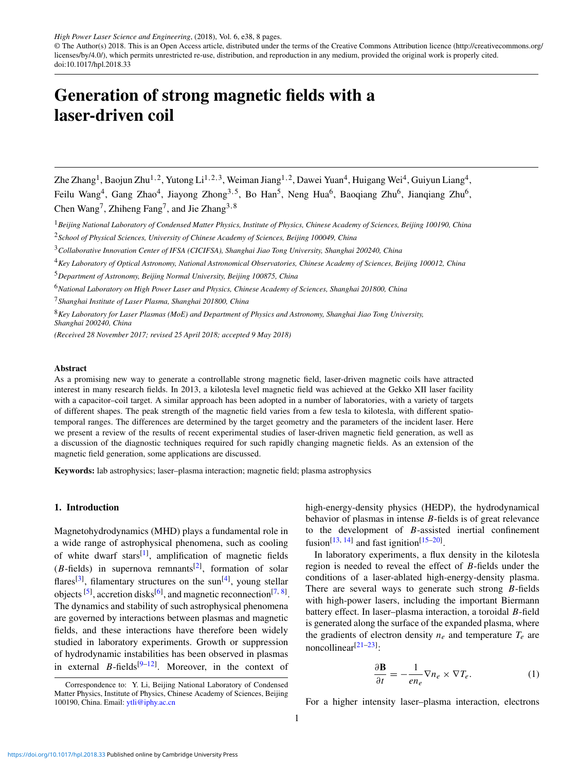High Power Laser Science and Engineering, (2018), Vol. 6, e38, 8 pages.
© The Author(s) 2018. This is an Open Access article, distributed under the terms of the Creative Commons Attribution licence (http://creativecommons.org/licenses/by/4.0/), which permits unrestricted re-use, distribution, and reproduction in any medium, provided the original work is properly cited.
doi:10.1017/hpl.2018.33

# Generation of strong magnetic fields with a laser-driven coil

Zhe Zhang[1], Baojun Zhu[1,2], Yutong Li[1,2,3], Weiman Jiang[1,2], Dawei Yuan[4], Huigang Wei[4], Guiyun Liang[4], Feilu Wang[4], Gang Zhao[4], Jiayong Zhong[3,5], Bo Han[5], Neng Hua[6], Baoqiang Zhu[6], Jianqiang Zhu[6], Chen Wang[7], Zhiheng Fang[7], and Jie Zhang[3,8]

[1] *Beijing National Laboratory of Condensed Matter Physics, Institute of Physics, Chinese Academy of Sciences, Beijing 100190, China*

[2] *School of Physical Sciences, University of Chinese Academy of Sciences, Beijing 100049, China*

[3] *Collaborative Innovation Center of IFSA (CICIFSA), Shanghai Jiao Tong University, Shanghai 200240, China*

[4] *Key Laboratory of Optical Astronomy, National Astronomical Observatories, Chinese Academy of Sciences, Beijing 100012, China*

[5] *Department of Astronomy, Beijing Normal University, Beijing 100875, China*

[6] *National Laboratory on High Power Laser and Physics, Chinese Academy of Sciences, Shanghai 201800, China*

[7] *Shanghai Institute of Laser Plasma, Shanghai 201800, China*

[8] *Key Laboratory for Laser Plasmas (MoE) and Department of Physics and Astronomy, Shanghai Jiao Tong University, Shanghai 200240, China*

*(Received 28 November 2017; revised 25 April 2018; accepted 9 May 2018)*

## Abstract

As a promising new way to generate a controllable strong magnetic field, laser-driven magnetic coils have attracted interest in many research fields. In 2013, a kilotesla level magnetic field was achieved at the Gekko XII laser facility with a capacitor–coil target. A similar approach has been adopted in a number of laboratories, with a variety of targets of different shapes. The peak strength of the magnetic field varies from a few tesla to kilotesla, with different spatio-temporal ranges. The differences are determined by the target geometry and the parameters of the incident laser. Here we present a review of the results of recent experimental studies of laser-driven magnetic field generation, as well as a discussion of the diagnostic techniques required for such rapidly changing magnetic fields. As an extension of the magnetic field generation, some applications are discussed.

**Keywords:** lab astrophysics; laser–plasma interaction; magnetic field; plasma astrophysics

## 1. Introduction

Magnetohydrodynamics (MHD) plays a fundamental role in a wide range of astrophysical phenomena, such as cooling of white dwarf stars[1], amplification of magnetic fields ($B$-fields) in supernova remnants[2], formation of solar flares[3], filamentary structures on the sun[4], young stellar objects [5], accretion disks[6], and magnetic reconnection[7, 8]. The dynamics and stability of such astrophysical phenomena are governed by interactions between plasmas and magnetic fields, and these interactions have therefore been widely studied in laboratory experiments. Growth or suppression of hydrodynamic instabilities has been observed in plasmas in external $B$-fields[9–12]. Moreover, in the context of high-energy-density physics (HEDP), the hydrodynamical behavior of plasmas in intense $B$-fields is of great relevance to the development of $B$-assisted inertial confinement fusion[13, 14] and fast ignition[15–20].

In laboratory experiments, a flux density in the kilotesla region is needed to reveal the effect of $B$-fields under the conditions of a laser-ablated high-energy-density plasma. There are several ways to generate such strong $B$-fields with high-power lasers, including the important Biermann battery effect. In laser–plasma interaction, a toroidal $B$-field is generated along the surface of the expanded plasma, where the gradients of electron density $n_e$ and temperature $T_e$ are noncollinear[21–23]:

$$\frac{\partial \mathbf{B}}{\partial t} = -\frac{1}{en_e}\nabla n_e \times \nabla T_e. \quad (1)$$

For a higher intensity laser–plasma interaction, electrons

Correspondence to: Y. Li, Beijing National Laboratory of Condensed Matter Physics, Institute of Physics, Chinese Academy of Sciences, Beijing 100190, China. Email: ytli@iphy.ac.cn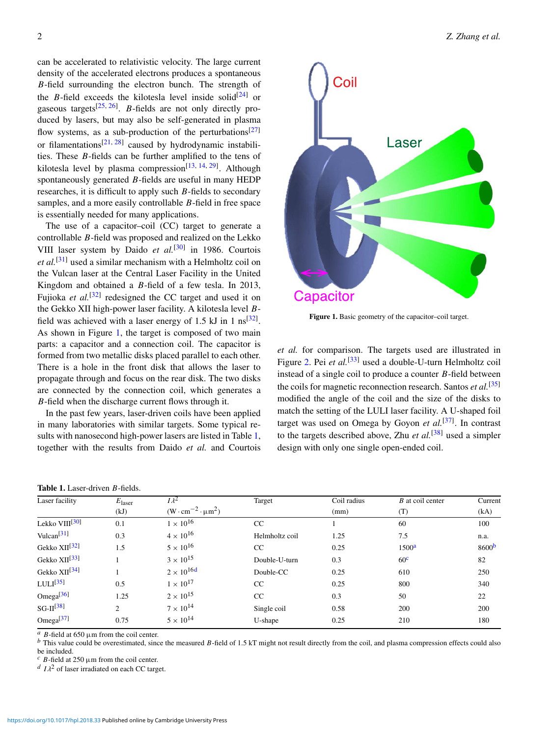can be accelerated to relativistic velocity. The large current density of the accelerated electrons produces a spontaneous $B$-field surrounding the electron bunch. The strength of the $B$-field exceeds the kilotesla level inside solid[24] or gaseous targets[25, 26]. $B$-fields are not only directly produced by lasers, but may also be self-generated in plasma flow systems, as a sub-production of the perturbations[27] or filamentations[21, 28] caused by hydrodynamic instabilities. These $B$-fields can be further amplified to the tens of kilotesla level by plasma compression[13, 14, 29]. Although spontaneously generated $B$-fields are useful in many HEDP researches, it is difficult to apply such $B$-fields to secondary samples, and a more easily controllable $B$-field in free space is essentially needed for many applications.

The use of a capacitor–coil (CC) target to generate a controllable $B$-field was proposed and realized on the Lekko VIII laser system by Daido *et al.*[30] in 1986. Courtois *et al.*[31] used a similar mechanism with a Helmholtz coil on the Vulcan laser at the Central Laser Facility in the United Kingdom and obtained a $B$-field of a few tesla. In 2013, Fujioka *et al.*[32] redesigned the CC target and used it on the Gekko XII high-power laser facility. A kilotesla level $B$-field was achieved with a laser energy of 1.5 kJ in 1 ns[32]. As shown in Figure 1, the target is composed of two main parts: a capacitor and a connection coil. The capacitor is formed from two metallic disks placed parallel to each other. There is a hole in the front disk that allows the laser to propagate through and focus on the rear disk. The two disks are connected by the connection coil, which generates a $B$-field when the discharge current flows through it.

In the past few years, laser-driven coils have been applied in many laboratories with similar targets. Some typical results with nanosecond high-power lasers are listed in Table 1, together with the results from Daido *et al.* and Courtois *et al.* for comparison. The targets used are illustrated in Figure 2. Pei *et al.*[33] used a double-U-turn Helmholtz coil instead of a single coil to produce a counter $B$-field between the coils for magnetic reconnection research. Santos *et al.*[35] modified the angle of the coil and the size of the disks to match the setting of the LULI laser facility. A U-shaped foil target was used on Omega by Goyon *et al.*[37]. In contrast to the targets described above, Zhu *et al.*[38] used a simpler design with only one single open-ended coil.

**Figure 1.** Basic geometry of the capacitor–coil target.

**Table 1.** Laser-driven $B$-fields.

| Laser facility | $E_{laser}$ (kJ) | $I\lambda^2$ ($\mathrm{W \cdot cm^{-2} \cdot \mu m^2}$) | Target | Coil radius (mm) | $B$ at coil center (T) | Current (kA) |
|---|---|---|---|---|---|---|
| Lekko VIII[30] | 0.1 | $1 \times 10^{16}$ | CC | 1 | 60 | 100 |
| Vulcan[31] | 0.3 | $4 \times 10^{16}$ | Helmholtz coil | 1.25 | 7.5 | n.a. |
| Gekko XII[32] | 1.5 | $5 \times 10^{16}$ | CC | 0.25 | 1500[a] | 8600[b] |
| Gekko XII[33] | 1 | $3 \times 10^{15}$ | Double-U-turn | 0.3 | 60[c] | 82 |
| Gekko XII[34] | 1 | $2 \times 10^{16}$[d] | Double-CC | 0.25 | 610 | 250 |
| LULI[35] | 0.5 | $1 \times 10^{17}$ | CC | 0.25 | 800 | 340 |
| Omega[36] | 1.25 | $2 \times 10^{15}$ | CC | 0.3 | 50 | 22 |
| SG-II[38] | 2 | $7 \times 10^{14}$ | Single coil | 0.58 | 200 | 200 |
| Omega[37] | 0.75 | $5 \times 10^{14}$ | U-shape | 0.25 | 210 | 180 |

[a] $B$-field at 650 µm from the coil center.
[b] This value could be overestimated, since the measured $B$-field of 1.5 kT might not result directly from the coil, and plasma compression effects could also be included.
[c] $B$-field at 250 µm from the coil center.
[d] $I\lambda^2$ of laser irradiated on each CC target.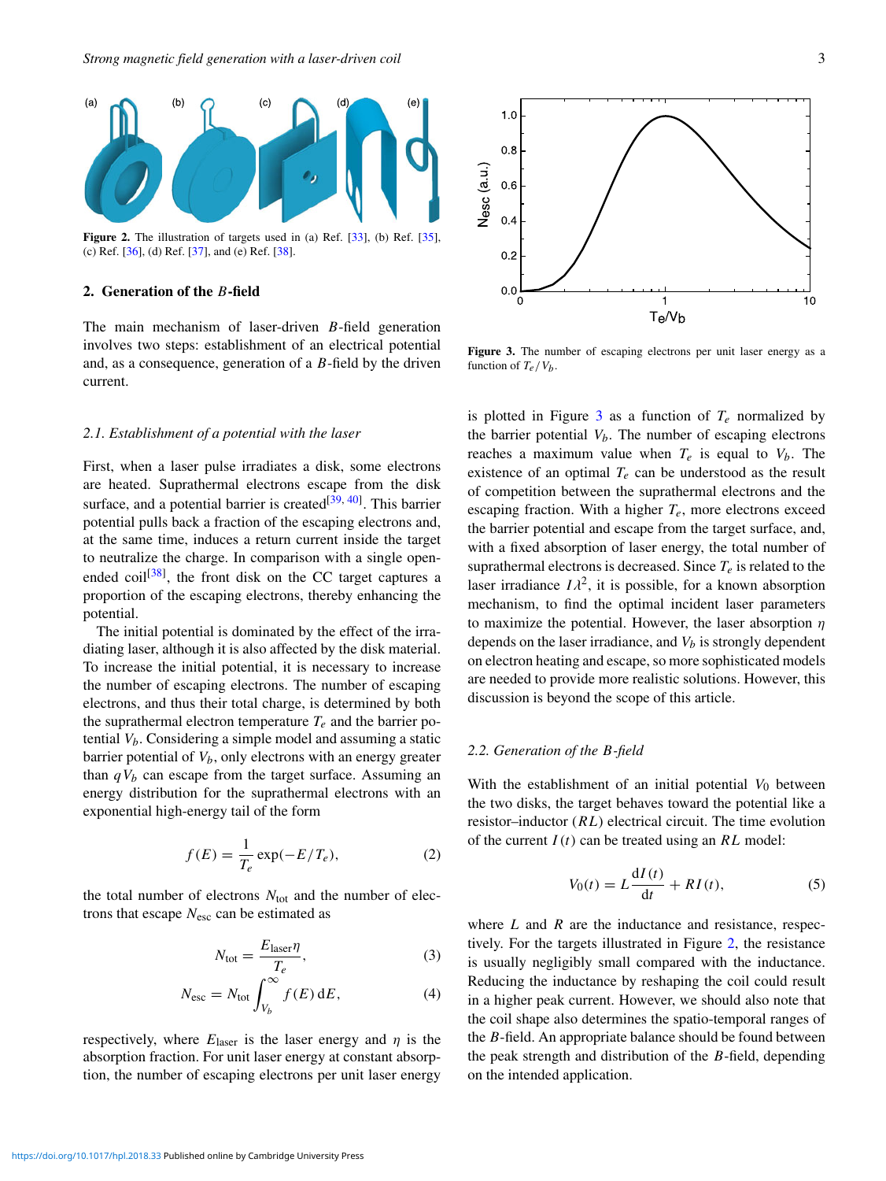Figure 2. The illustration of targets used in (a) Ref. [33], (b) Ref. [35], (c) Ref. [36], (d) Ref. [37], and (e) Ref. [38].

## 2. Generation of the $B$-field

The main mechanism of laser-driven $B$-field generation involves two steps: establishment of an electrical potential and, as a consequence, generation of a $B$-field by the driven current.

### 2.1. Establishment of a potential with the laser

First, when a laser pulse irradiates a disk, some electrons are heated. Suprathermal electrons escape from the disk surface, and a potential barrier is created[39, 40]. This barrier potential pulls back a fraction of the escaping electrons and, at the same time, induces a return current inside the target to neutralize the charge. In comparison with a single open-ended coil[38], the front disk on the CC target captures a proportion of the escaping electrons, thereby enhancing the potential.

The initial potential is dominated by the effect of the irradiating laser, although it is also affected by the disk material. To increase the initial potential, it is necessary to increase the number of escaping electrons. The number of escaping electrons, and thus their total charge, is determined by both the suprathermal electron temperature $T_e$ and the barrier potential $V_b$. Considering a simple model and assuming a static barrier potential of $V_b$, only electrons with an energy greater than $qV_b$ can escape from the target surface. Assuming an energy distribution for the suprathermal electrons with an exponential high-energy tail of the form

$$f(E) = \frac{1}{T_e}\exp(-E/T_e), \tag{2}$$

the total number of electrons $N_{\text{tot}}$ and the number of electrons that escape $N_{\text{esc}}$ can be estimated as

$$N_{\text{tot}} = \frac{E_{\text{laser}}\eta}{T_e}, \tag{3}$$

$$N_{\text{esc}} = N_{\text{tot}}\int_{V_b}^{\infty} f(E)\,\mathrm{d}E, \tag{4}$$

respectively, where $E_{\text{laser}}$ is the laser energy and $\eta$ is the absorption fraction. For unit laser energy at constant absorption, the number of escaping electrons per unit laser energy is plotted in Figure 3 as a function of $T_e$ normalized by the barrier potential $V_b$. The number of escaping electrons reaches a maximum value when $T_e$ is equal to $V_b$. The existence of an optimal $T_e$ can be understood as the result of competition between the suprathermal electrons and the escaping fraction. With a higher $T_e$, more electrons exceed the barrier potential and escape from the target surface, and, with a fixed absorption of laser energy, the total number of suprathermal electrons is decreased. Since $T_e$ is related to the laser irradiance $I\lambda^2$, it is possible, for a known absorption mechanism, to find the optimal incident laser parameters to maximize the potential. However, the laser absorption $\eta$ depends on the laser irradiance, and $V_b$ is strongly dependent on electron heating and escape, so more sophisticated models are needed to provide more realistic solutions. However, this discussion is beyond the scope of this article.

Figure 3. The number of escaping electrons per unit laser energy as a function of $T_e/V_b$.

### 2.2. Generation of the $B$-field

With the establishment of an initial potential $V_0$ between the two disks, the target behaves toward the potential like a resistor–inductor ($RL$) electrical circuit. The time evolution of the current $I(t)$ can be treated using an $RL$ model:

$$V_0(t) = L\frac{\mathrm{d}I(t)}{\mathrm{d}t} + RI(t), \tag{5}$$

where $L$ and $R$ are the inductance and resistance, respectively. For the targets illustrated in Figure 2, the resistance is usually negligibly small compared with the inductance. Reducing the inductance by reshaping the coil could result in a higher peak current. However, we should also note that the coil shape also determines the spatio-temporal ranges of the $B$-field. An appropriate balance should be found between the peak strength and distribution of the $B$-field, depending on the intended application.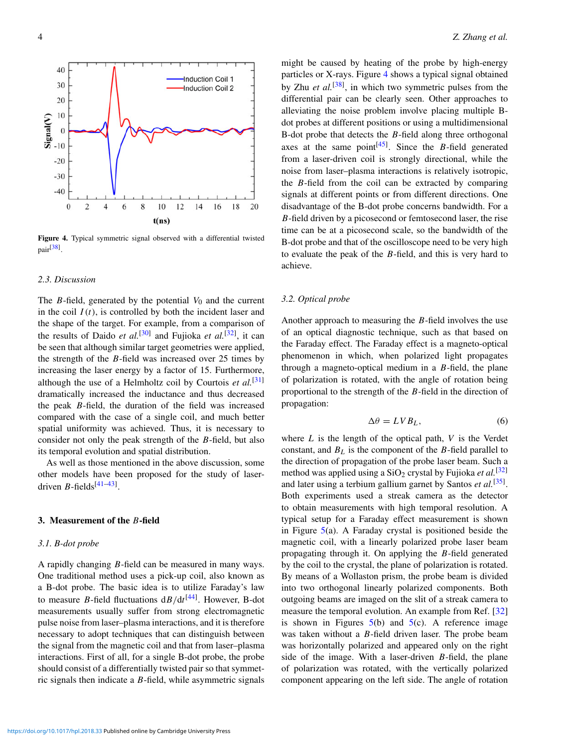Figure 4. Typical symmetric signal observed with a differential twisted pair[38].

### 2.3. Discussion

The $B$-field, generated by the potential $V_0$ and the current in the coil $I(t)$, is controlled by both the incident laser and the shape of the target. For example, from a comparison of the results of Daido *et al.*[30] and Fujioka *et al.*[32], it can be seen that although similar target geometries were applied, the strength of the $B$-field was increased over 25 times by increasing the laser energy by a factor of 15. Furthermore, although the use of a Helmholtz coil by Courtois *et al.*[31] dramatically increased the inductance and thus decreased the peak $B$-field, the duration of the field was increased compared with the case of a single coil, and much better spatial uniformity was achieved. Thus, it is necessary to consider not only the peak strength of the $B$-field, but also its temporal evolution and spatial distribution.

As well as those mentioned in the above discussion, some other models have been proposed for the study of laser-driven $B$-fields[41–43].

## 3. Measurement of the $B$-field

### 3.1. B-dot probe

A rapidly changing $B$-field can be measured in many ways. One traditional method uses a pick-up coil, also known as a B-dot probe. The basic idea is to utilize Faraday's law to measure $B$-field fluctuations $\mathrm{d}B/\mathrm{d}t$[44]. However, B-dot measurements usually suffer from strong electromagnetic pulse noise from laser–plasma interactions, and it is therefore necessary to adopt techniques that can distinguish between the signal from the magnetic coil and that from laser–plasma interactions. First of all, for a single B-dot probe, the probe should consist of a differentially twisted pair so that symmetric signals then indicate a $B$-field, while asymmetric signals might be caused by heating of the probe by high-energy particles or X-rays. Figure 4 shows a typical signal obtained by Zhu *et al.*[38], in which two symmetric pulses from the differential pair can be clearly seen. Other approaches to alleviating the noise problem involve placing multiple B-dot probes at different positions or using a multidimensional B-dot probe that detects the $B$-field along three orthogonal axes at the same point[45]. Since the $B$-field generated from a laser-driven coil is strongly directional, while the noise from laser–plasma interactions is relatively isotropic, the $B$-field from the coil can be extracted by comparing signals at different points or from different directions. One disadvantage of the B-dot probe concerns bandwidth. For a $B$-field driven by a picosecond or femtosecond laser, the rise time can be at a picosecond scale, so the bandwidth of the B-dot probe and that of the oscilloscope need to be very high to evaluate the peak of the $B$-field, and this is very hard to achieve.

### 3.2. Optical probe

Another approach to measuring the $B$-field involves the use of an optical diagnostic technique, such as that based on the Faraday effect. The Faraday effect is a magneto-optical phenomenon in which, when polarized light propagates through a magneto-optical medium in a $B$-field, the plane of polarization is rotated, with the angle of rotation being proportional to the strength of the $B$-field in the direction of propagation:

$$\Delta\theta = LVB_L, \tag{6}$$

where $L$ is the length of the optical path, $V$ is the Verdet constant, and $B_L$ is the component of the $B$-field parallel to the direction of propagation of the probe laser beam. Such a method was applied using a $SiO_2$ crystal by Fujioka *et al.*[32] and later using a terbium gallium garnet by Santos *et al.*[35]. Both experiments used a streak camera as the detector to obtain measurements with high temporal resolution. A typical setup for a Faraday effect measurement is shown in Figure 5(a). A Faraday crystal is positioned beside the magnetic coil, with a linearly polarized probe laser beam propagating through it. On applying the $B$-field generated by the coil to the crystal, the plane of polarization is rotated. By means of a Wollaston prism, the probe beam is divided into two orthogonal linearly polarized components. Both outgoing beams are imaged on the slit of a streak camera to measure the temporal evolution. An example from Ref. [32] is shown in Figures 5(b) and 5(c). A reference image was taken without a $B$-field driven laser. The probe beam was horizontally polarized and appeared only on the right side of the image. With a laser-driven $B$-field, the plane of polarization was rotated, with the vertically polarized component appearing on the left side. The angle of rotation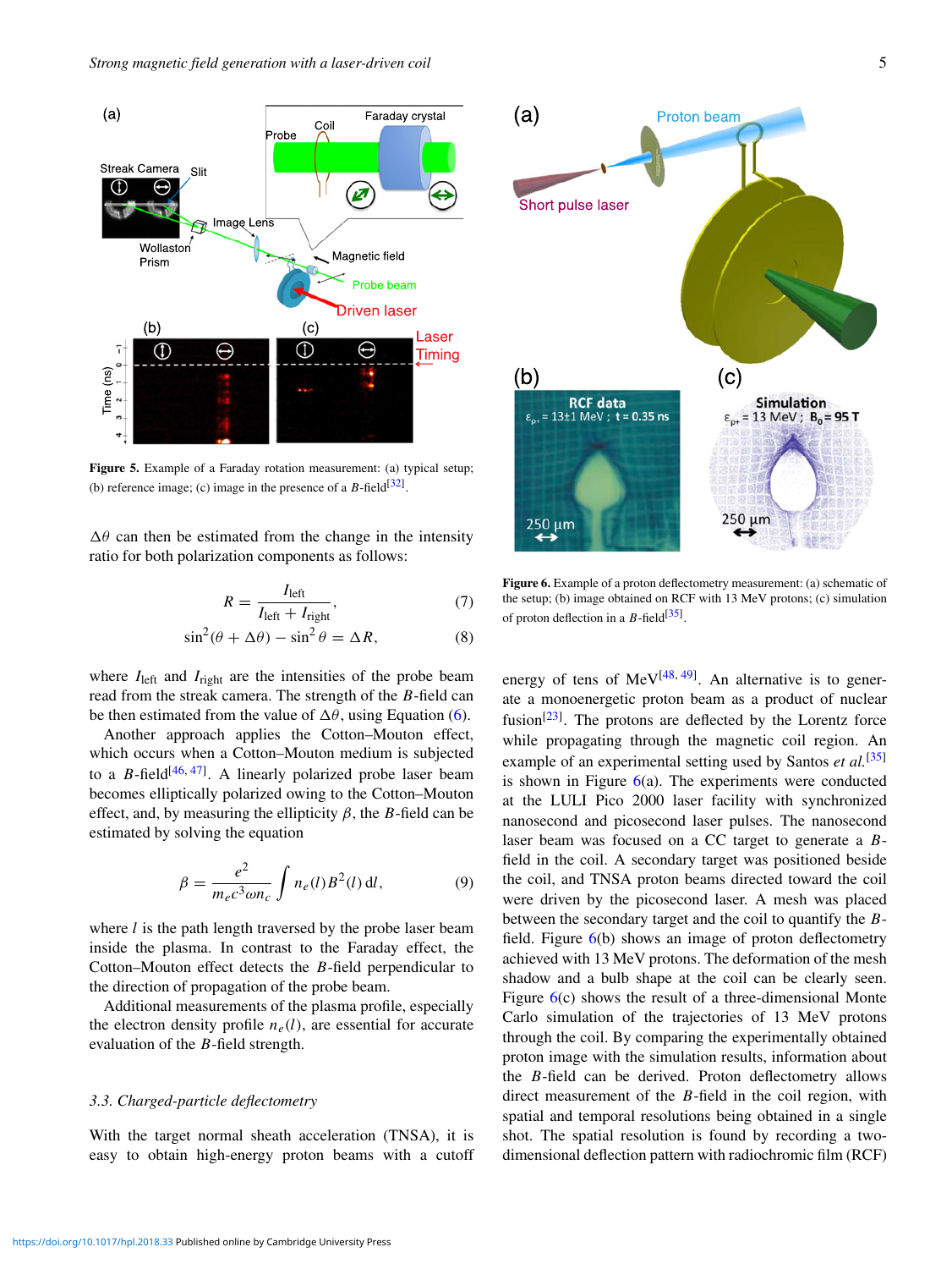Figure 5. Example of a Faraday rotation measurement: (a) typical setup; (b) reference image; (c) image in the presence of a $B$-field[32].

$\Delta\theta$ can then be estimated from the change in the intensity ratio for both polarization components as follows:

$$R = \frac{I_{\text{left}}}{I_{\text{left}} + I_{\text{right}}}, \tag{7}$$

$$\sin^2(\theta + \Delta\theta) - \sin^2\theta = \Delta R, \tag{8}$$

where $I_{\text{left}}$ and $I_{\text{right}}$ are the intensities of the probe beam read from the streak camera. The strength of the $B$-field can be then estimated from the value of $\Delta\theta$, using Equation (6).

Another approach applies the Cotton–Mouton effect, which occurs when a Cotton–Mouton medium is subjected to a $B$-field[46, 47]. A linearly polarized probe laser beam becomes elliptically polarized owing to the Cotton–Mouton effect, and, by measuring the ellipticity $\beta$, the $B$-field can be estimated by solving the equation

$$\beta = \frac{e^2}{m_e c^3 \omega n_c} \int n_e(l) B^2(l)\, \mathrm{d}l, \tag{9}$$

where $l$ is the path length traversed by the probe laser beam inside the plasma. In contrast to the Faraday effect, the Cotton–Mouton effect detects the $B$-field perpendicular to the direction of propagation of the probe beam.

Additional measurements of the plasma profile, especially the electron density profile $n_e(l)$, are essential for accurate evaluation of the $B$-field strength.

### 3.3. Charged-particle deflectometry

With the target normal sheath acceleration (TNSA), it is easy to obtain high-energy proton beams with a cutoff energy of tens of MeV[48, 49]. An alternative is to generate a monoenergetic proton beam as a product of nuclear fusion[23]. The protons are deflected by the Lorentz force while propagating through the magnetic coil region. An example of an experimental setting used by Santos *et al.*[35] is shown in Figure 6(a). The experiments were conducted at the LULI Pico 2000 laser facility with synchronized nanosecond and picosecond laser pulses. The nanosecond laser beam was focused on a CC target to generate a $B$-field in the coil. A secondary target was positioned beside the coil, and TNSA proton beams directed toward the coil were driven by the picosecond laser. A mesh was placed between the secondary target and the coil to quantify the $B$-field. Figure 6(b) shows an image of proton deflectometry achieved with 13 MeV protons. The deformation of the mesh shadow and a bulb shape at the coil can be clearly seen. Figure 6(c) shows the result of a three-dimensional Monte Carlo simulation of the trajectories of 13 MeV protons through the coil. By comparing the experimentally obtained proton image with the simulation results, information about the $B$-field can be derived. Proton deflectometry allows direct measurement of the $B$-field in the coil region, with spatial and temporal resolutions being obtained in a single shot. The spatial resolution is found by recording a two-dimensional deflection pattern with radiochromic film (RCF)

Figure 6. Example of a proton deflectometry measurement: (a) schematic of the setup; (b) image obtained on RCF with 13 MeV protons; (c) simulation of proton deflection in a $B$-field[35].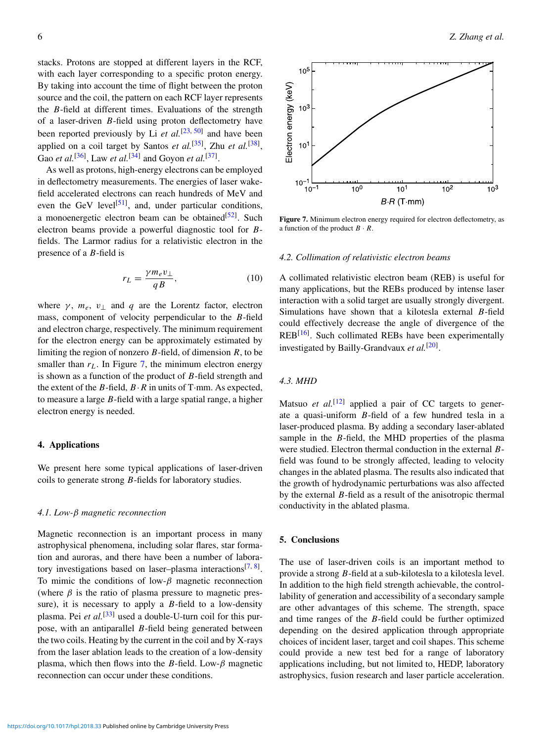stacks. Protons are stopped at different layers in the RCF, with each layer corresponding to a specific proton energy. By taking into account the time of flight between the proton source and the coil, the pattern on each RCF layer represents the $B$-field at different times. Evaluations of the strength of a laser-driven $B$-field using proton deflectometry have been reported previously by Li *et al.*[23, 50] and have been applied on a coil target by Santos *et al.*[35], Zhu *et al.*[38], Gao *et al.*[36], Law *et al.*[34] and Goyon *et al.*[37].

As well as protons, high-energy electrons can be employed in deflectometry measurements. The energies of laser wakefield accelerated electrons can reach hundreds of MeV and even the GeV level[51], and, under particular conditions, a monoenergetic electron beam can be obtained[52]. Such electron beams provide a powerful diagnostic tool for $B$-fields. The Larmor radius for a relativistic electron in the presence of a $B$-field is

$$r_L = \frac{\gamma m_e v_\perp}{qB}, \tag{10}$$

where $\gamma$, $m_e$, $v_\perp$ and $q$ are the Lorentz factor, electron mass, component of velocity perpendicular to the $B$-field and electron charge, respectively. The minimum requirement for the electron energy can be approximately estimated by limiting the region of nonzero $B$-field, of dimension $R$, to be smaller than $r_L$. In Figure 7, the minimum electron energy is shown as a function of the product of $B$-field strength and the extent of the $B$-field, $B \cdot R$ in units of T·mm. As expected, to measure a large $B$-field with a large spatial range, a higher electron energy is needed.

**Figure 7.** Minimum electron energy required for electron deflectometry, as a function of the product $B \cdot R$.

## 4. Applications

We present here some typical applications of laser-driven coils to generate strong $B$-fields for laboratory studies.

### 4.1. Low-$\beta$ magnetic reconnection

Magnetic reconnection is an important process in many astrophysical phenomena, including solar flares, star formation and auroras, and there have been a number of laboratory investigations based on laser–plasma interactions[7, 8]. To mimic the conditions of low-$\beta$ magnetic reconnection (where $\beta$ is the ratio of plasma pressure to magnetic pressure), it is necessary to apply a $B$-field to a low-density plasma. Pei *et al.*[33] used a double-U-turn coil for this purpose, with an antiparallel $B$-field being generated between the two coils. Heating by the current in the coil and by X-rays from the laser ablation leads to the creation of a low-density plasma, which then flows into the $B$-field. Low-$\beta$ magnetic reconnection can occur under these conditions.

### 4.2. Collimation of relativistic electron beams

A collimated relativistic electron beam (REB) is useful for many applications, but the REBs produced by intense laser interaction with a solid target are usually strongly divergent. Simulations have shown that a kilotesla external $B$-field could effectively decrease the angle of divergence of the REB[16]. Such collimated REBs have been experimentally investigated by Bailly-Grandvaux *et al.*[20].

### 4.3. MHD

Matsuo *et al.*[12] applied a pair of CC targets to generate a quasi-uniform $B$-field of a few hundred tesla in a laser-produced plasma. By adding a secondary laser-ablated sample in the $B$-field, the MHD properties of the plasma were studied. Electron thermal conduction in the external $B$-field was found to be strongly affected, leading to velocity changes in the ablated plasma. The results also indicated that the growth of hydrodynamic perturbations was also affected by the external $B$-field as a result of the anisotropic thermal conductivity in the ablated plasma.

## 5. Conclusions

The use of laser-driven coils is an important method to provide a strong $B$-field at a sub-kilotesla to a kilotesla level. In addition to the high field strength achievable, the controllability of generation and accessibility of a secondary sample are other advantages of this scheme. The strength, space and time ranges of the $B$-field could be further optimized depending on the desired application through appropriate choices of incident laser, target and coil shapes. This scheme could provide a new test bed for a range of laboratory applications including, but not limited to, HEDP, laboratory astrophysics, fusion research and laser particle acceleration.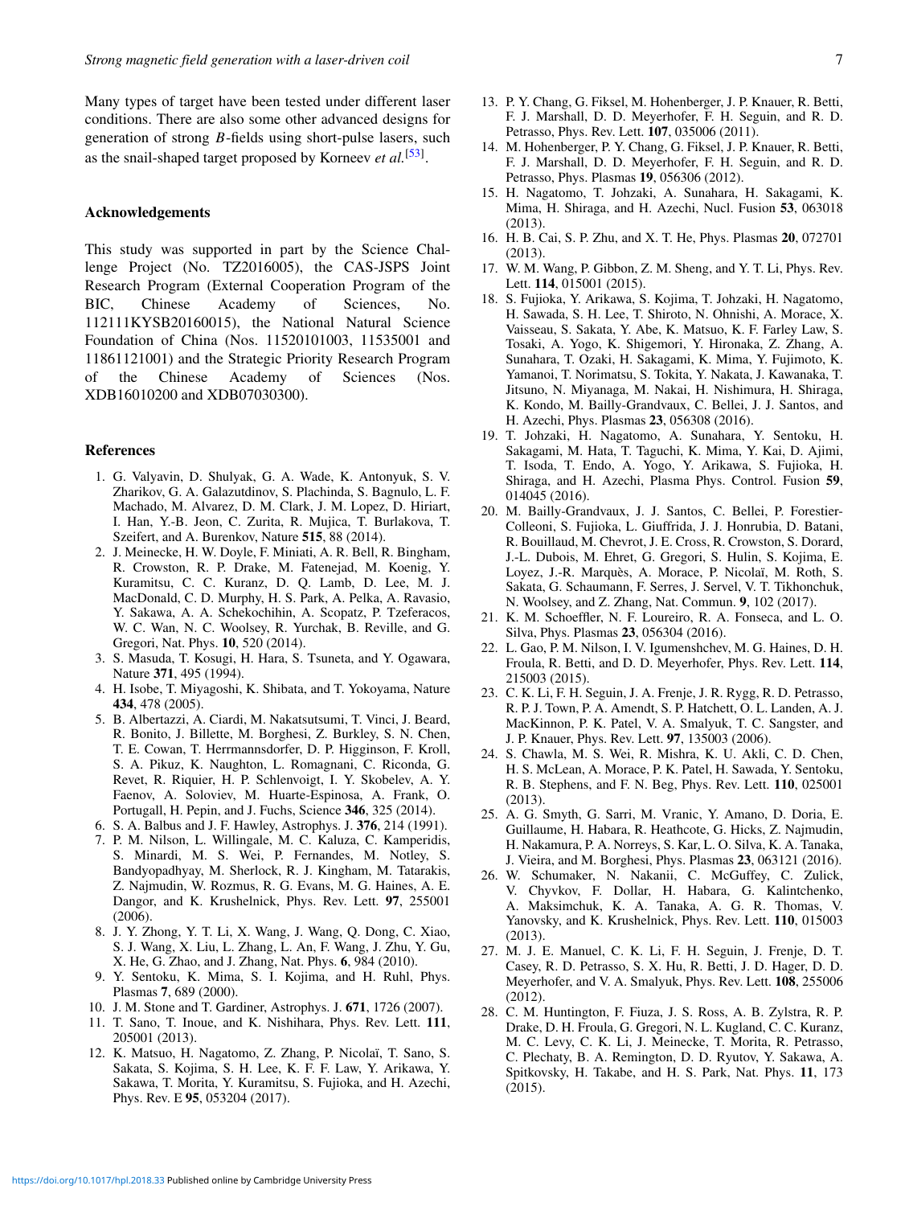Many types of target have been tested under different laser conditions. There are also some other advanced designs for generation of strong $B$-fields using short-pulse lasers, such as the snail-shaped target proposed by Korneev *et al.*[53].

## Acknowledgements

This study was supported in part by the Science Challenge Project (No. TZ2016005), the CAS-JSPS Joint Research Program (External Cooperation Program of the BIC, Chinese Academy of Sciences, No. 112111KYSB20160015), the National Natural Science Foundation of China (Nos. 11520101003, 11535001 and 11861121001) and the Strategic Priority Research Program of the Chinese Academy of Sciences (Nos. XDB16010200 and XDB07030300).

## References

1. G. Valyavin, D. Shulyak, G. A. Wade, K. Antonyuk, S. V. Zharikov, G. A. Galazutdinov, S. Plachinda, S. Bagnulo, L. F. Machado, M. Alvarez, D. M. Clark, J. M. Lopez, D. Hiriart, I. Han, Y.-B. Jeon, C. Zurita, R. Mujica, T. Burlakova, T. Szeifert, and A. Burenkov, Nature **515**, 88 (2014).
2. J. Meinecke, H. W. Doyle, F. Miniati, A. R. Bell, R. Bingham, R. Crowston, R. P. Drake, M. Fatenejad, M. Koenig, Y. Kuramitsu, C. C. Kuranz, D. Q. Lamb, D. Lee, M. J. MacDonald, C. D. Murphy, H. S. Park, A. Pelka, A. Ravasio, Y. Sakawa, A. A. Schekochihin, A. Scopatz, P. Tzeferacos, W. C. Wan, N. C. Woolsey, R. Yurchak, B. Reville, and G. Gregori, Nat. Phys. **10**, 520 (2014).
3. S. Masuda, T. Kosugi, H. Hara, S. Tsuneta, and Y. Ogawara, Nature **371**, 495 (1994).
4. H. Isobe, T. Miyagoshi, K. Shibata, and T. Yokoyama, Nature **434**, 478 (2005).
5. B. Albertazzi, A. Ciardi, M. Nakatsutsumi, T. Vinci, J. Beard, R. Bonito, J. Billette, M. Borghesi, Z. Burkley, S. N. Chen, T. E. Cowan, T. Herrmannsdorfer, D. P. Higginson, F. Kroll, S. A. Pikuz, K. Naughton, L. Romagnani, C. Riconda, G. Revet, R. Riquier, H. P. Schlenvoigt, I. Y. Skobelev, A. Y. Faenov, A. Soloviev, M. Huarte-Espinosa, A. Frank, O. Portugall, H. Pepin, and J. Fuchs, Science **346**, 325 (2014).
6. S. A. Balbus and J. F. Hawley, Astrophys. J. **376**, 214 (1991).
7. P. M. Nilson, L. Willingale, M. C. Kaluza, C. Kamperidis, S. Minardi, M. S. Wei, P. Fernandes, M. Notley, S. Bandyopadhyay, M. Sherlock, R. J. Kingham, M. Tatarakis, Z. Najmudin, W. Rozmus, R. G. Evans, M. G. Haines, A. E. Dangor, and K. Krushelnick, Phys. Rev. Lett. **97**, 255001 (2006).
8. J. Y. Zhong, Y. T. Li, X. Wang, J. Wang, Q. Dong, C. Xiao, S. J. Wang, X. Liu, L. Zhang, L. An, F. Wang, J. Zhu, Y. Gu, X. He, G. Zhao, and J. Zhang, Nat. Phys. **6**, 984 (2010).
9. Y. Sentoku, K. Mima, S. I. Kojima, and H. Ruhl, Phys. Plasmas **7**, 689 (2000).
10. J. M. Stone and T. Gardiner, Astrophys. J. **671**, 1726 (2007).
11. T. Sano, T. Inoue, and K. Nishihara, Phys. Rev. Lett. **111**, 205001 (2013).
12. K. Matsuo, H. Nagatomo, Z. Zhang, P. Nicolaï, T. Sano, S. Sakata, S. Kojima, S. H. Lee, K. F. F. Law, Y. Arikawa, Y. Sakawa, T. Morita, Y. Kuramitsu, S. Fujioka, and H. Azechi, Phys. Rev. E **95**, 053204 (2017).
13. P. Y. Chang, G. Fiksel, M. Hohenberger, J. P. Knauer, R. Betti, F. J. Marshall, D. D. Meyerhofer, F. H. Seguin, and R. D. Petrasso, Phys. Rev. Lett. **107**, 035006 (2011).
14. M. Hohenberger, P. Y. Chang, G. Fiksel, J. P. Knauer, R. Betti, F. J. Marshall, D. D. Meyerhofer, F. H. Seguin, and R. D. Petrasso, Phys. Plasmas **19**, 056306 (2012).
15. H. Nagatomo, T. Johzaki, A. Sunahara, H. Sakagami, K. Mima, H. Shiraga, and H. Azechi, Nucl. Fusion **53**, 063018 (2013).
16. H. B. Cai, S. P. Zhu, and X. T. He, Phys. Plasmas **20**, 072701 (2013).
17. W. M. Wang, P. Gibbon, Z. M. Sheng, and Y. T. Li, Phys. Rev. Lett. **114**, 015001 (2015).
18. S. Fujioka, Y. Arikawa, S. Kojima, T. Johzaki, H. Nagatomo, H. Sawada, S. H. Lee, T. Shiroto, N. Ohnishi, A. Morace, X. Vaisseau, S. Sakata, Y. Abe, K. Matsuo, K. F. Farley Law, S. Tosaki, A. Yogo, K. Shigemori, Y. Hironaka, Z. Zhang, A. Sunahara, T. Ozaki, H. Sakagami, K. Mima, Y. Fujimoto, K. Yamanoi, T. Norimatsu, S. Tokita, Y. Nakata, J. Kawanaka, T. Jitsuno, N. Miyanaga, M. Nakai, H. Nishimura, H. Shiraga, K. Kondo, M. Bailly-Grandvaux, C. Bellei, J. J. Santos, and H. Azechi, Phys. Plasmas **23**, 056308 (2016).
19. T. Johzaki, H. Nagatomo, A. Sunahara, Y. Sentoku, H. Sakagami, M. Hata, T. Taguchi, K. Mima, Y. Kai, D. Ajimi, T. Isoda, T. Endo, A. Yogo, Y. Arikawa, S. Fujioka, H. Shiraga, and H. Azechi, Plasma Phys. Control. Fusion **59**, 014045 (2016).
20. M. Bailly-Grandvaux, J. J. Santos, C. Bellei, P. Forestier-Colleoni, S. Fujioka, L. Giuffrida, J. J. Honrubia, D. Batani, R. Bouillaud, M. Chevrot, J. E. Cross, R. Crowston, S. Dorard, J.-L. Dubois, M. Ehret, G. Gregori, S. Hulin, S. Kojima, E. Loyez, J.-R. Marquès, A. Morace, P. Nicolaï, M. Roth, S. Sakata, G. Schaumann, F. Serres, J. Servel, V. T. Tikhonchuk, N. Woolsey, and Z. Zhang, Nat. Commun. **9**, 102 (2017).
21. K. M. Schoeffler, N. F. Loureiro, R. A. Fonseca, and L. O. Silva, Phys. Plasmas **23**, 056304 (2016).
22. L. Gao, P. M. Nilson, I. V. Igumenshchev, M. G. Haines, D. H. Froula, R. Betti, and D. D. Meyerhofer, Phys. Rev. Lett. **114**, 215003 (2015).
23. C. K. Li, F. H. Seguin, J. A. Frenje, J. R. Rygg, R. D. Petrasso, R. P. J. Town, P. A. Amendt, S. P. Hatchett, O. L. Landen, A. J. MacKinnon, P. K. Patel, V. A. Smalyuk, T. C. Sangster, and J. P. Knauer, Phys. Rev. Lett. **97**, 135003 (2006).
24. S. Chawla, M. S. Wei, R. Mishra, K. U. Akli, C. D. Chen, H. S. McLean, A. Morace, P. K. Patel, H. Sawada, Y. Sentoku, R. B. Stephens, and F. N. Beg, Phys. Rev. Lett. **110**, 025001 (2013).
25. A. G. Smyth, G. Sarri, M. Vranic, Y. Amano, D. Doria, E. Guillaume, H. Habara, R. Heathcote, G. Hicks, Z. Najmudin, H. Nakamura, P. A. Norreys, S. Kar, L. O. Silva, K. A. Tanaka, J. Vieira, and M. Borghesi, Phys. Plasmas **23**, 063121 (2016).
26. W. Schumaker, N. Nakanii, C. McGuffey, C. Zulick, V. Chyvkov, F. Dollar, H. Habara, G. Kalintchenko, A. Maksimchuk, K. A. Tanaka, A. G. R. Thomas, V. Yanovsky, and K. Krushelnick, Phys. Rev. Lett. **110**, 015003 (2013).
27. M. J. E. Manuel, C. K. Li, F. H. Seguin, J. Frenje, D. T. Casey, R. D. Petrasso, S. X. Hu, R. Betti, J. D. Hager, D. D. Meyerhofer, and V. A. Smalyuk, Phys. Rev. Lett. **108**, 255006 (2012).
28. C. M. Huntington, F. Fiuza, J. S. Ross, A. B. Zylstra, R. P. Drake, D. H. Froula, G. Gregori, N. L. Kugland, C. C. Kuranz, M. C. Levy, C. K. Li, J. Meinecke, T. Morita, R. Petrasso, C. Plechaty, B. A. Remington, D. D. Ryutov, Y. Sakawa, A. Spitkovsky, H. Takabe, and H. S. Park, Nat. Phys. **11**, 173 (2015).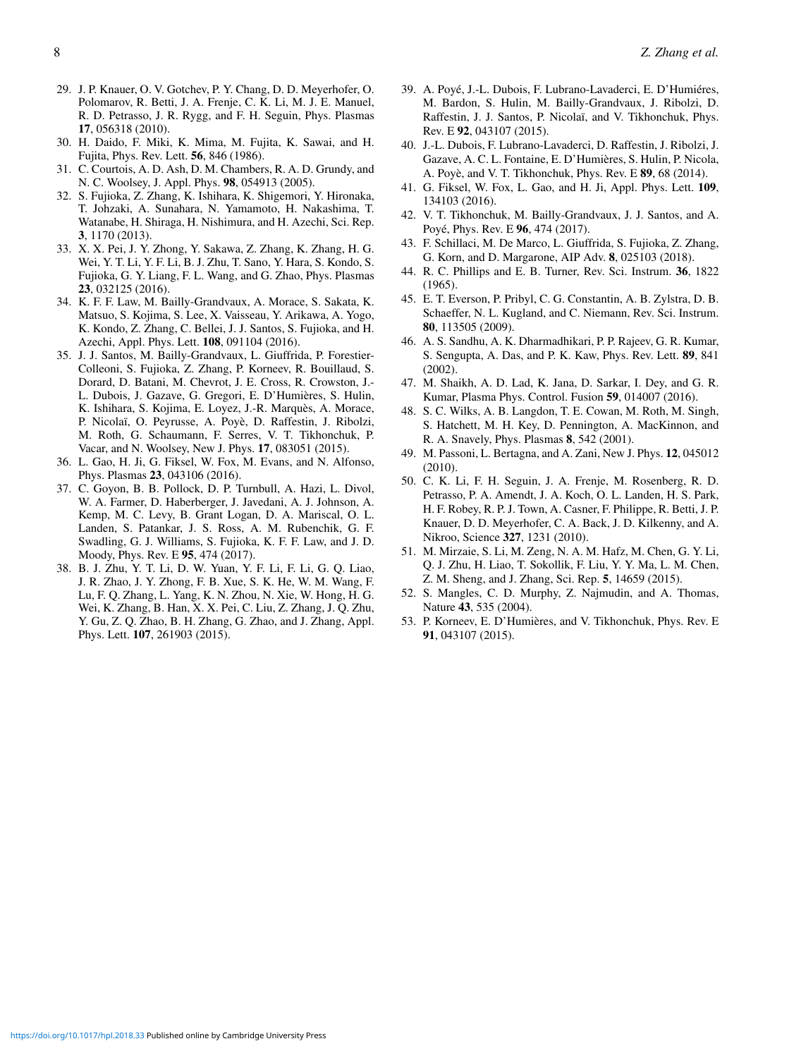29. J. P. Knauer, O. V. Gotchev, P. Y. Chang, D. D. Meyerhofer, O. Polomarov, R. Betti, J. A. Frenje, C. K. Li, M. J. E. Manuel, R. D. Petrasso, J. R. Rygg, and F. H. Seguin, Phys. Plasmas **17**, 056318 (2010).
30. H. Daido, F. Miki, K. Mima, M. Fujita, K. Sawai, and H. Fujita, Phys. Rev. Lett. **56**, 846 (1986).
31. C. Courtois, A. D. Ash, D. M. Chambers, R. A. D. Grundy, and N. C. Woolsey, J. Appl. Phys. **98**, 054913 (2005).
32. S. Fujioka, Z. Zhang, K. Ishihara, K. Shigemori, Y. Hironaka, T. Johzaki, A. Sunahara, N. Yamamoto, H. Nakashima, T. Watanabe, H. Shiraga, H. Nishimura, and H. Azechi, Sci. Rep. **3**, 1170 (2013).
33. X. X. Pei, J. Y. Zhong, Y. Sakawa, Z. Zhang, K. Zhang, H. G. Wei, Y. T. Li, Y. F. Li, B. J. Zhu, T. Sano, Y. Hara, S. Kondo, S. Fujioka, G. Y. Liang, F. L. Wang, and G. Zhao, Phys. Plasmas **23**, 032125 (2016).
34. K. F. F. Law, M. Bailly-Grandvaux, A. Morace, S. Sakata, K. Matsuo, S. Kojima, S. Lee, X. Vaisseau, Y. Arikawa, A. Yogo, K. Kondo, Z. Zhang, C. Bellei, J. J. Santos, S. Fujioka, and H. Azechi, Appl. Phys. Lett. **108**, 091104 (2016).
35. J. J. Santos, M. Bailly-Grandvaux, L. Giuffrida, P. Forestier-Colleoni, S. Fujioka, Z. Zhang, P. Korneev, R. Bouillaud, S. Dorard, D. Batani, M. Chevrot, J. E. Cross, R. Crowston, J.-L. Dubois, J. Gazave, G. Gregori, E. D'Humières, S. Hulin, K. Ishihara, S. Kojima, E. Loyez, J.-R. Marquès, A. Morace, P. Nicolaï, O. Peyrusse, A. Poyè, D. Raffestin, J. Ribolzi, M. Roth, G. Schaumann, F. Serres, V. T. Tikhonchuk, P. Vacar, and N. Woolsey, New J. Phys. **17**, 083051 (2015).
36. L. Gao, H. Ji, G. Fiksel, W. Fox, M. Evans, and N. Alfonso, Phys. Plasmas **23**, 043106 (2016).
37. C. Goyon, B. B. Pollock, D. P. Turnbull, A. Hazi, L. Divol, W. A. Farmer, D. Haberberger, J. Javedani, A. J. Johnson, A. Kemp, M. C. Levy, B. Grant Logan, D. A. Mariscal, O. L. Landen, S. Patankar, J. S. Ross, A. M. Rubenchik, G. F. Swadling, G. J. Williams, S. Fujioka, K. F. F. Law, and J. D. Moody, Phys. Rev. E **95**, 474 (2017).
38. B. J. Zhu, Y. T. Li, D. W. Yuan, Y. F. Li, F. Li, G. Q. Liao, J. R. Zhao, J. Y. Zhong, F. B. Xue, S. K. He, W. M. Wang, F. Lu, F. Q. Zhang, L. Yang, K. N. Zhou, N. Xie, W. Hong, H. G. Wei, K. Zhang, B. Han, X. X. Pei, C. Liu, Z. Zhang, J. Q. Zhu, Y. Gu, Z. Q. Zhao, B. H. Zhang, G. Zhao, and J. Zhang, Appl. Phys. Lett. **107**, 261903 (2015).
39. A. Poyé, J.-L. Dubois, F. Lubrano-Lavaderci, E. D'Humiéres, M. Bardon, S. Hulin, M. Bailly-Grandvaux, J. Ribolzi, D. Raffestin, J. J. Santos, P. Nicolaï, and V. Tikhonchuk, Phys. Rev. E **92**, 043107 (2015).
40. J.-L. Dubois, F. Lubrano-Lavaderci, D. Raffestin, J. Ribolzi, J. Gazave, A. C. L. Fontaine, E. D'Humières, S. Hulin, P. Nicola, A. Poyè, and V. T. Tikhonchuk, Phys. Rev. E **89**, 68 (2014).
41. G. Fiksel, W. Fox, L. Gao, and H. Ji, Appl. Phys. Lett. **109**, 134103 (2016).
42. V. T. Tikhonchuk, M. Bailly-Grandvaux, J. J. Santos, and A. Poyé, Phys. Rev. E **96**, 474 (2017).
43. F. Schillaci, M. De Marco, L. Giuffrida, S. Fujioka, Z. Zhang, G. Korn, and D. Margarone, AIP Adv. **8**, 025103 (2018).
44. R. C. Phillips and E. B. Turner, Rev. Sci. Instrum. **36**, 1822 (1965).
45. E. T. Everson, P. Pribyl, C. G. Constantin, A. B. Zylstra, D. B. Schaeffer, N. L. Kugland, and C. Niemann, Rev. Sci. Instrum. **80**, 113505 (2009).
46. A. S. Sandhu, A. K. Dharmadhikari, P. P. Rajeev, G. R. Kumar, S. Sengupta, A. Das, and P. K. Kaw, Phys. Rev. Lett. **89**, 841 (2002).
47. M. Shaikh, A. D. Lad, K. Jana, D. Sarkar, I. Dey, and G. R. Kumar, Plasma Phys. Control. Fusion **59**, 014007 (2016).
48. S. C. Wilks, A. B. Langdon, T. E. Cowan, M. Roth, M. Singh, S. Hatchett, M. H. Key, D. Pennington, A. MacKinnon, and R. A. Snavely, Phys. Plasmas **8**, 542 (2001).
49. M. Passoni, L. Bertagna, and A. Zani, New J. Phys. **12**, 045012 (2010).
50. C. K. Li, F. H. Seguin, J. A. Frenje, M. Rosenberg, R. D. Petrasso, P. A. Amendt, J. A. Koch, O. L. Landen, H. S. Park, H. F. Robey, R. P. J. Town, A. Casner, F. Philippe, R. Betti, J. P. Knauer, D. D. Meyerhofer, C. A. Back, J. D. Kilkenny, and A. Nikroo, Science **327**, 1231 (2010).
51. M. Mirzaie, S. Li, M. Zeng, N. A. M. Hafz, M. Chen, G. Y. Li, Q. J. Zhu, H. Liao, T. Sokollik, F. Liu, Y. Y. Ma, L. M. Chen, Z. M. Sheng, and J. Zhang, Sci. Rep. **5**, 14659 (2015).
52. S. Mangles, C. D. Murphy, Z. Najmudin, and A. Thomas, Nature **43**, 535 (2004).
53. P. Korneev, E. D'Humières, and V. Tikhonchuk, Phys. Rev. E **91**, 043107 (2015).

https://doi.org/10.1017/hpl.2018.33 Published online by Cambridge University Press